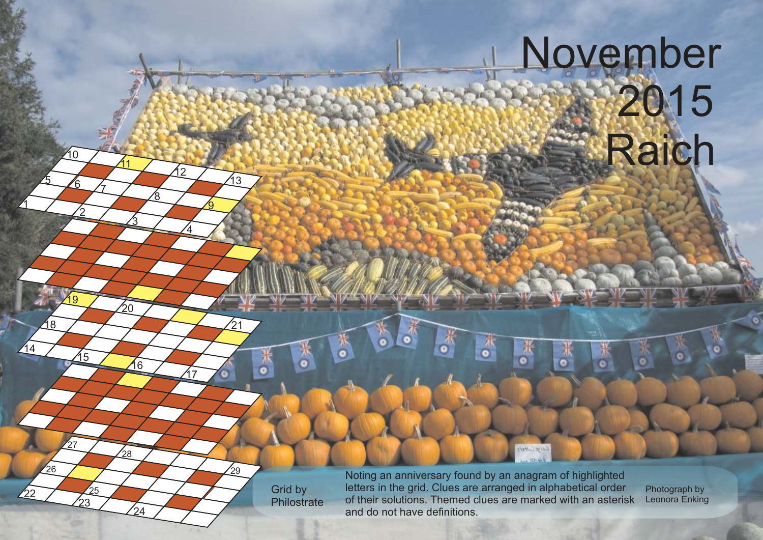# November 2015

# Raich

Grid by Philostrate

Noting an anniversary found by an anagram of highlighted letters in the grid. Clues are arranged in alphabetical order of their solutions. Themed clues are marked with an asterisk and do not have definitions.

Photograph by Leonora Enking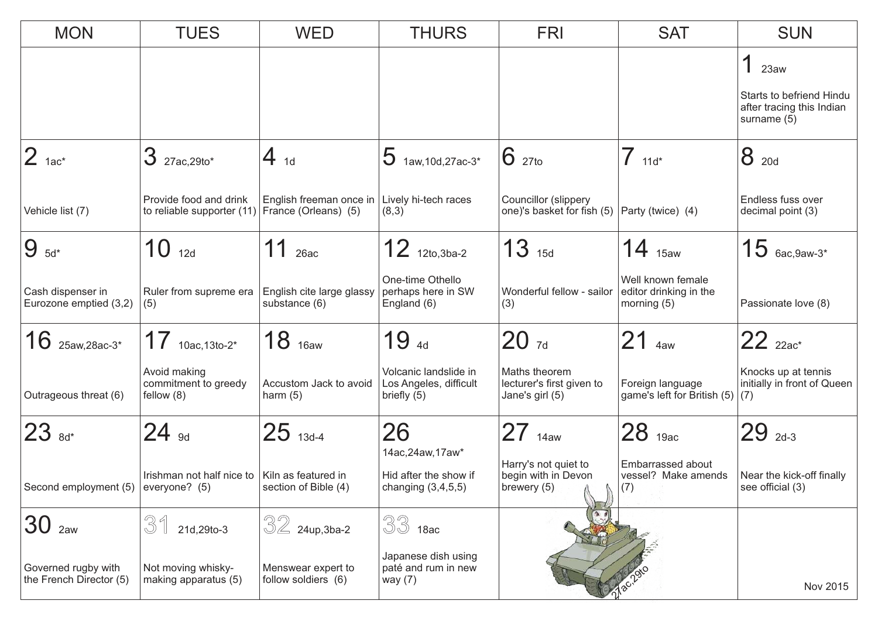| MON | TUES | WED | THURS | FRI | SAT | SUN |
|---|---|---|---|---|---|---|
| | | | | | | 1 23aw Starts to befriend Hindu after tracing this Indian surname (5) |
| 2 1ac* Vehicle list (7) | 3 27ac,29to* Provide food and drink to reliable supporter (11) | 4 1d English freeman once in France (Orleans) (5) | 5 1aw,10d,27ac-3* Lively hi-tech races (8,3) | 6 27to Councillor (slippery one)'s basket for fish (5) | 7 11d* Party (twice) (4) | 8 20d Endless fuss over decimal point (3) |
| 9 5d* Cash dispenser in Eurozone emptied (3,2) | 10 12d Ruler from supreme era (5) | 11 26ac English cite large glassy substance (6) | 12 12to,3ba-2 One-time Othello perhaps here in SW England (6) | 13 15d Wonderful fellow - sailor (3) | 14 15aw Well known female editor drinking in the morning (5) | 15 6ac,9aw-3* Passionate love (8) |
| 16 25aw,28ac-3* Outrageous threat (6) | 17 10ac,13to-2* Avoid making commitment to greedy fellow (8) | 18 16aw Accustom Jack to avoid harm (5) | 19 4d Volcanic landslide in Los Angeles, difficult briefly (5) | 20 7d Maths theorem lecturer's first given to Jane's girl (5) | 21 4aw Foreign language game's left for British (5) | 22 22ac* Knocks up at tennis initially in front of Queen (7) |
| 23 8d* Second employment (5) | 24 9d Irishman not half nice to everyone? (5) | 25 13d-4 Kiln as featured in section of Bible (4) | 26 14ac,24aw,17aw* Hid after the show if changing (3,4,5,5) | 27 14aw Harry's not quiet to begin with in Devon brewery (5) | 28 19ac Embarrassed about vessel? Make amends (7) | 29 2d-3 Near the kick-off finally see official (3) |
| 30 2aw Governed rugby with the French Director (5) | 31 21d,29to-3 Not moving whisky-making apparatus (5) | 32 24up,3ba-2 Menswear expert to follow soldiers (6) | 33 18ac Japanese dish using paté and rum in new way (7) | | | |

27ac,29to

Nov 2015